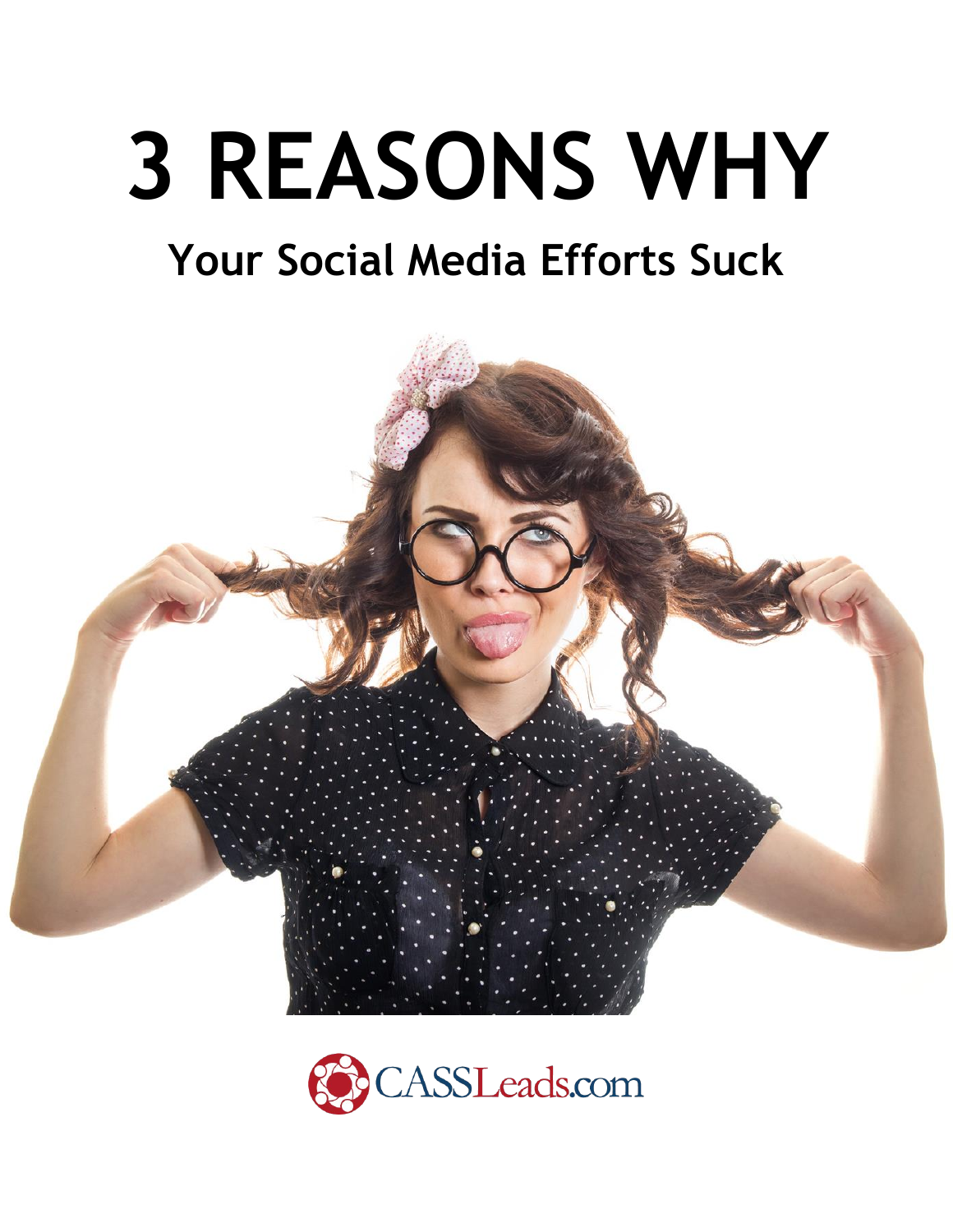# 3 REASONS WHY

## Your Social Media Efforts Suck

CASSLeads.com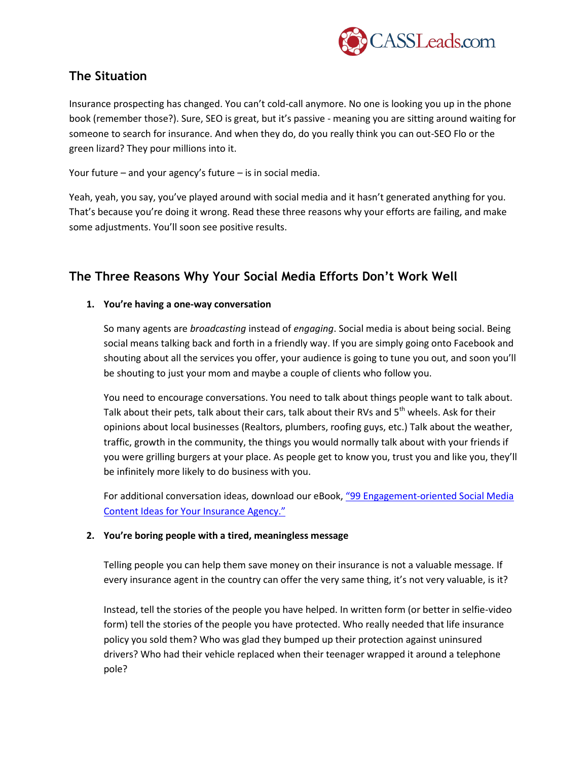## The Situation

Insurance prospecting has changed. You can't cold-call anymore. No one is looking you up in the phone book (remember those?). Sure, SEO is great, but it's passive - meaning you are sitting around waiting for someone to search for insurance. And when they do, do you really think you can out-SEO Flo or the green lizard? They pour millions into it.

Your future – and your agency's future – is in social media.

Yeah, yeah, you say, you've played around with social media and it hasn't generated anything for you. That's because you're doing it wrong. Read these three reasons why your efforts are failing, and make some adjustments. You'll soon see positive results.

## The Three Reasons Why Your Social Media Efforts Don't Work Well

1. **You're having a one-way conversation**

   So many agents are *broadcasting* instead of *engaging*. Social media is about being social. Being social means talking back and forth in a friendly way. If you are simply going onto Facebook and shouting about all the services you offer, your audience is going to tune you out, and soon you'll be shouting to just your mom and maybe a couple of clients who follow you.

   You need to encourage conversations. You need to talk about things people want to talk about. Talk about their pets, talk about their cars, talk about their RVs and 5th wheels. Ask for their opinions about local businesses (Realtors, plumbers, roofing guys, etc.) Talk about the weather, traffic, growth in the community, the things you would normally talk about with your friends if you were grilling burgers at your place. As people get to know you, trust you and like you, they'll be infinitely more likely to do business with you.

   For additional conversation ideas, download our eBook, "99 Engagement-oriented Social Media Content Ideas for Your Insurance Agency."

2. **You're boring people with a tired, meaningless message**

   Telling people you can help them save money on their insurance is not a valuable message. If every insurance agent in the country can offer the very same thing, it's not very valuable, is it?

   Instead, tell the stories of the people you have helped. In written form (or better in selfie-video form) tell the stories of the people you have protected. Who really needed that life insurance policy you sold them? Who was glad they bumped up their protection against uninsured drivers? Who had their vehicle replaced when their teenager wrapped it around a telephone pole?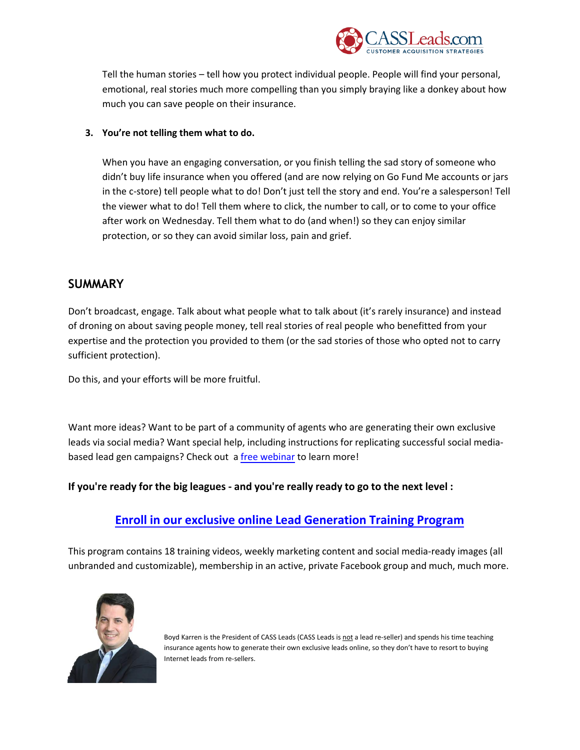Tell the human stories – tell how you protect individual people. People will find your personal, emotional, real stories much more compelling than you simply braying like a donkey about how much you can save people on their insurance.

3. **You're not telling them what to do.**

   When you have an engaging conversation, or you finish telling the sad story of someone who didn't buy life insurance when you offered (and are now relying on Go Fund Me accounts or jars in the c-store) tell people what to do! Don't just tell the story and end. You're a salesperson! Tell the viewer what to do! Tell them where to click, the number to call, or to come to your office after work on Wednesday. Tell them what to do (and when!) so they can enjoy similar protection, or so they can avoid similar loss, pain and grief.

## SUMMARY

Don't broadcast, engage. Talk about what people what to talk about (it's rarely insurance) and instead of droning on about saving people money, tell real stories of real people who benefitted from your expertise and the protection you provided to them (or the sad stories of those who opted not to carry sufficient protection).

Do this, and your efforts will be more fruitful.

Want more ideas? Want to be part of a community of agents who are generating their own exclusive leads via social media? Want special help, including instructions for replicating successful social media-based lead gen campaigns? Check out a free webinar to learn more!

**If you're ready for the big leagues - and you're really ready to go to the next level :**

**Enroll in our exclusive online Lead Generation Training Program**

This program contains 18 training videos, weekly marketing content and social media-ready images (all unbranded and customizable), membership in an active, private Facebook group and much, much more.

Boyd Karren is the President of CASS Leads (CASS Leads is not a lead re-seller) and spends his time teaching insurance agents how to generate their own exclusive leads online, so they don't have to resort to buying Internet leads from re-sellers.